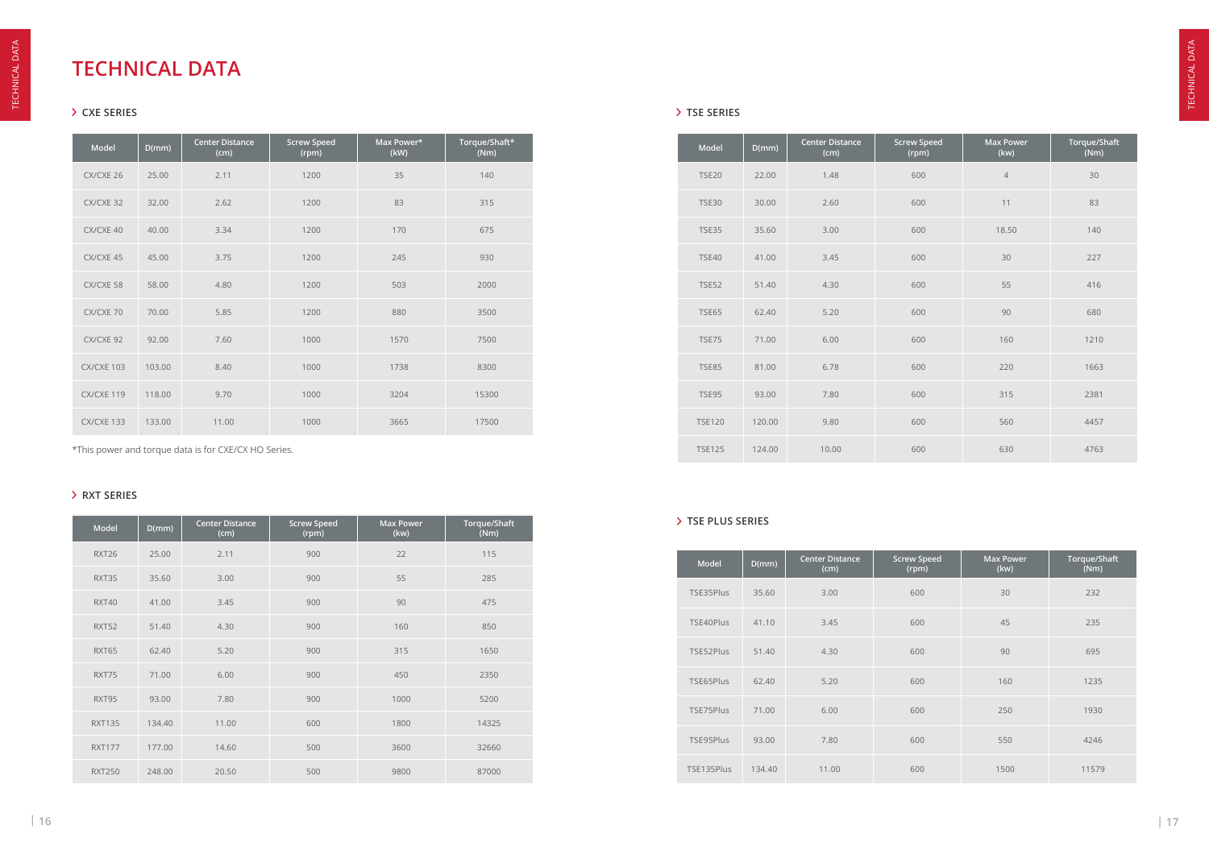# TECHNICAL DATA

## CXE SERIES

| Model | D(mm) | Center Distance (cm) | Screw Speed (rpm) | Max Power* (kW) | Torque/Shaft* (Nm) |
|---|---|---|---|---|---|
| CX/CXE 26 | 25.00 | 2.11 | 1200 | 35 | 140 |
| CX/CXE 32 | 32.00 | 2.62 | 1200 | 83 | 315 |
| CX/CXE 40 | 40.00 | 3.34 | 1200 | 170 | 675 |
| CX/CXE 45 | 45.00 | 3.75 | 1200 | 245 | 930 |
| CX/CXE 58 | 58.00 | 4.80 | 1200 | 503 | 2000 |
| CX/CXE 70 | 70.00 | 5.85 | 1200 | 880 | 3500 |
| CX/CXE 92 | 92.00 | 7.60 | 1000 | 1570 | 7500 |
| CX/CXE 103 | 103.00 | 8.40 | 1000 | 1738 | 8300 |
| CX/CXE 119 | 118.00 | 9.70 | 1000 | 3204 | 15300 |
| CX/CXE 133 | 133.00 | 11.00 | 1000 | 3665 | 17500 |

*This power and torque data is for CXE/CX HO Series.

## RXT SERIES

| Model | D(mm) | Center Distance (cm) | Screw Speed (rpm) | Max Power (kw) | Torque/Shaft (Nm) |
|---|---|---|---|---|---|
| RXT26 | 25.00 | 2.11 | 900 | 22 | 115 |
| RXT35 | 35.60 | 3.00 | 900 | 55 | 285 |
| RXT40 | 41.00 | 3.45 | 900 | 90 | 475 |
| RXT52 | 51.40 | 4.30 | 900 | 160 | 850 |
| RXT65 | 62.40 | 5.20 | 900 | 315 | 1650 |
| RXT75 | 71.00 | 6.00 | 900 | 450 | 2350 |
| RXT95 | 93.00 | 7.80 | 900 | 1000 | 5200 |
| RXT135 | 134.40 | 11.00 | 600 | 1800 | 14325 |
| RXT177 | 177.00 | 14.60 | 500 | 3600 | 32660 |
| RXT250 | 248.00 | 20.50 | 500 | 9800 | 87000 |

## TSE SERIES

| Model | D(mm) | Center Distance (cm) | Screw Speed (rpm) | Max Power (kw) | Torque/Shaft (Nm) |
|---|---|---|---|---|---|
| TSE20 | 22.00 | 1.48 | 600 | 4 | 30 |
| TSE30 | 30.00 | 2.60 | 600 | 11 | 83 |
| TSE35 | 35.60 | 3.00 | 600 | 18.50 | 140 |
| TSE40 | 41.00 | 3.45 | 600 | 30 | 227 |
| TSE52 | 51.40 | 4.30 | 600 | 55 | 416 |
| TSE65 | 62.40 | 5.20 | 600 | 90 | 680 |
| TSE75 | 71.00 | 6.00 | 600 | 160 | 1210 |
| TSE85 | 81.00 | 6.78 | 600 | 220 | 1663 |
| TSE95 | 93.00 | 7.80 | 600 | 315 | 2381 |
| TSE120 | 120.00 | 9.80 | 600 | 560 | 4457 |
| TSE125 | 124.00 | 10.00 | 600 | 630 | 4763 |

## TSE PLUS SERIES

| Model | D(mm) | Center Distance (cm) | Screw Speed (rpm) | Max Power (kw) | Torque/Shaft (Nm) |
|---|---|---|---|---|---|
| TSE35Plus | 35.60 | 3.00 | 600 | 30 | 232 |
| TSE40Plus | 41.10 | 3.45 | 600 | 45 | 235 |
| TSE52Plus | 51.40 | 4.30 | 600 | 90 | 695 |
| TSE65Plus | 62.40 | 5.20 | 600 | 160 | 1235 |
| TSE75Plus | 71.00 | 6.00 | 600 | 250 | 1930 |
| TSE95Plus | 93.00 | 7.80 | 600 | 550 | 4246 |
| TSE135Plus | 134.40 | 11.00 | 600 | 1500 | 11579 |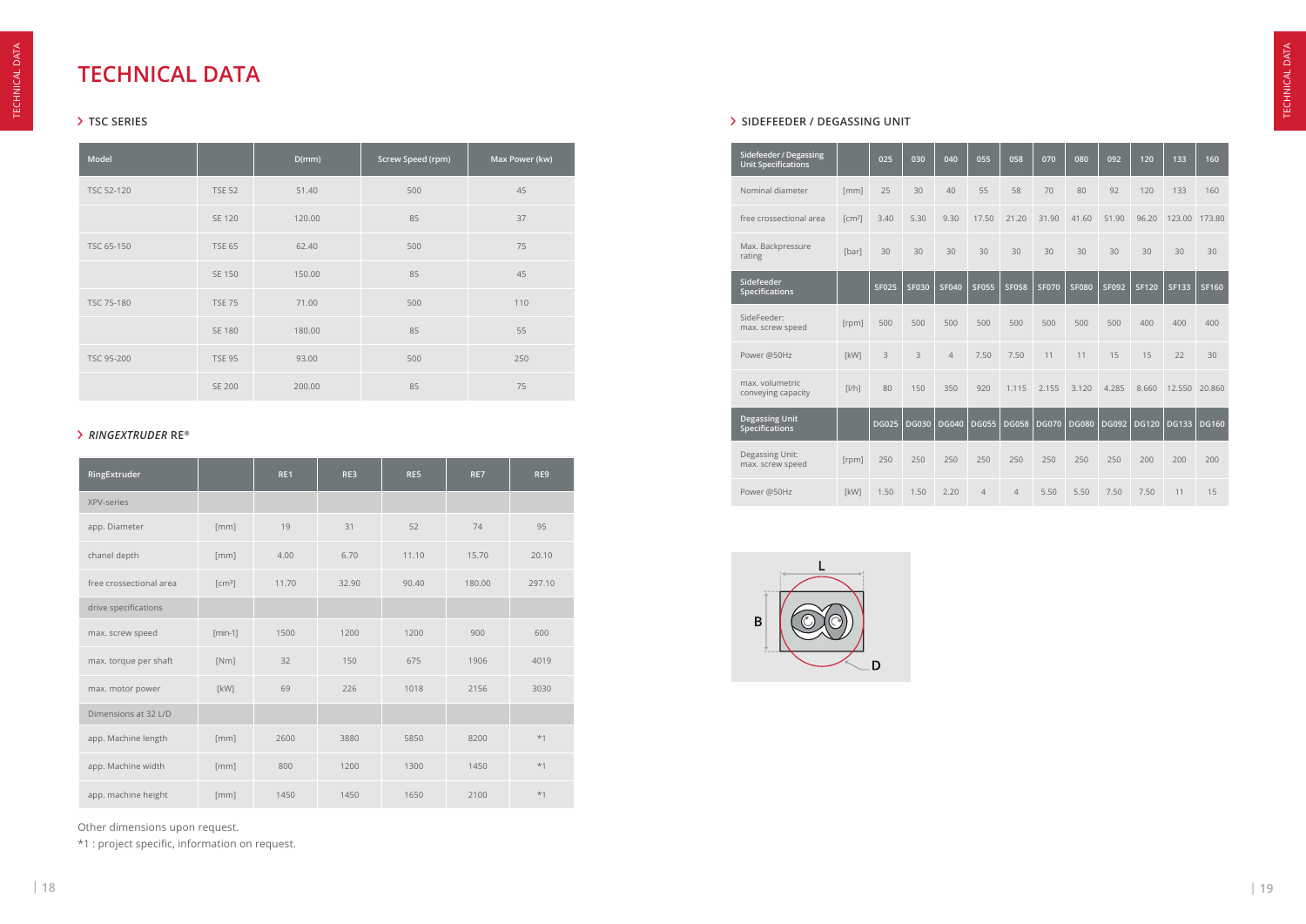# TECHNICAL DATA

## TSC SERIES

| Model | | D(mm) | Screw Speed (rpm) | Max Power (kw) |
|---|---|---|---|---|
| TSC 52-120 | TSE 52 | 51.40 | 500 | 45 |
| | SE 120 | 120.00 | 85 | 37 |
| TSC 65-150 | TSE 65 | 62.40 | 500 | 75 |
| | SE 150 | 150.00 | 85 | 45 |
| TSC 75-180 | TSE 75 | 71.00 | 500 | 110 |
| | SE 180 | 180.00 | 85 | 55 |
| TSC 95-200 | TSE 95 | 93.00 | 500 | 250 |
| | SE 200 | 200.00 | 85 | 75 |

## *RINGEXTRUDER* RE®

| RingExtruder | | RE1 | RE3 | RE5 | RE7 | RE9 |
|---|---|---|---|---|---|---|
| XPV-series | | | | | | |
| app. Diameter | [mm] | 19 | 31 | 52 | 74 | 95 |
| chanel depth | [mm] | 4.00 | 6.70 | 11.10 | 15.70 | 20.10 |
| free crossectional area | [cm²] | 11.70 | 32.90 | 90.40 | 180.00 | 297.10 |
| drive specifications | | | | | | |
| max. screw speed | [min-1] | 1500 | 1200 | 1200 | 900 | 600 |
| max. torque per shaft | [Nm] | 32 | 150 | 675 | 1906 | 4019 |
| max. motor power | [kW] | 69 | 226 | 1018 | 2156 | 3030 |
| Dimensions at 32 L/D | | | | | | |
| app. Machine length | [mm] | 2600 | 3880 | 5850 | 8200 | *1 |
| app. Machine width | [mm] | 800 | 1200 | 1300 | 1450 | *1 |
| app. machine height | [mm] | 1450 | 1450 | 1650 | 2100 | *1 |

Other dimensions upon request.

*1 : project specific, information on request.

## SIDEFEEDER / DEGASSING UNIT

| Sidefeeder / Degassing Unit Specifications | | 025 | 030 | 040 | 055 | 058 | 070 | 080 | 092 | 120 | 133 | 160 |
|---|---|---|---|---|---|---|---|---|---|---|---|---|
| Nominal diameter | [mm] | 25 | 30 | 40 | 55 | 58 | 70 | 80 | 92 | 120 | 133 | 160 |
| free crossectional area | [cm²] | 3.40 | 5.30 | 9.30 | 17.50 | 21.20 | 31.90 | 41.60 | 51.90 | 96.20 | 123.00 | 173.80 |
| Max. Backpressure rating | [bar] | 30 | 30 | 30 | 30 | 30 | 30 | 30 | 30 | 30 | 30 | 30 |
| **Sidefeeder Specifications** | | **SF025** | **SF030** | **SF040** | **SF055** | **SF058** | **SF070** | **SF080** | **SF092** | **SF120** | **SF133** | **SF160** |
| SideFeeder: max. screw speed | [rpm] | 500 | 500 | 500 | 500 | 500 | 500 | 500 | 500 | 400 | 400 | 400 |
| Power @50Hz | [kW] | 3 | 3 | 4 | 7.50 | 7.50 | 11 | 11 | 15 | 15 | 22 | 30 |
| max. volumetric conveying capacity | [l/h] | 80 | 150 | 350 | 920 | 1.115 | 2.155 | 3.120 | 4.285 | 8.660 | 12.550 | 20.860 |
| **Degassing Unit Specifications** | | **DG025** | **DG030** | **DG040** | **DG055** | **DG058** | **DG070** | **DG080** | **DG092** | **DG120** | **DG133** | **DG160** |
| Degassing Unit: max. screw speed | [rpm] | 250 | 250 | 250 | 250 | 250 | 250 | 250 | 250 | 200 | 200 | 200 |
| Power @50Hz | [kW] | 1.50 | 1.50 | 2.20 | 4 | 4 | 5.50 | 5.50 | 7.50 | 7.50 | 11 | 15 |

L

B

D